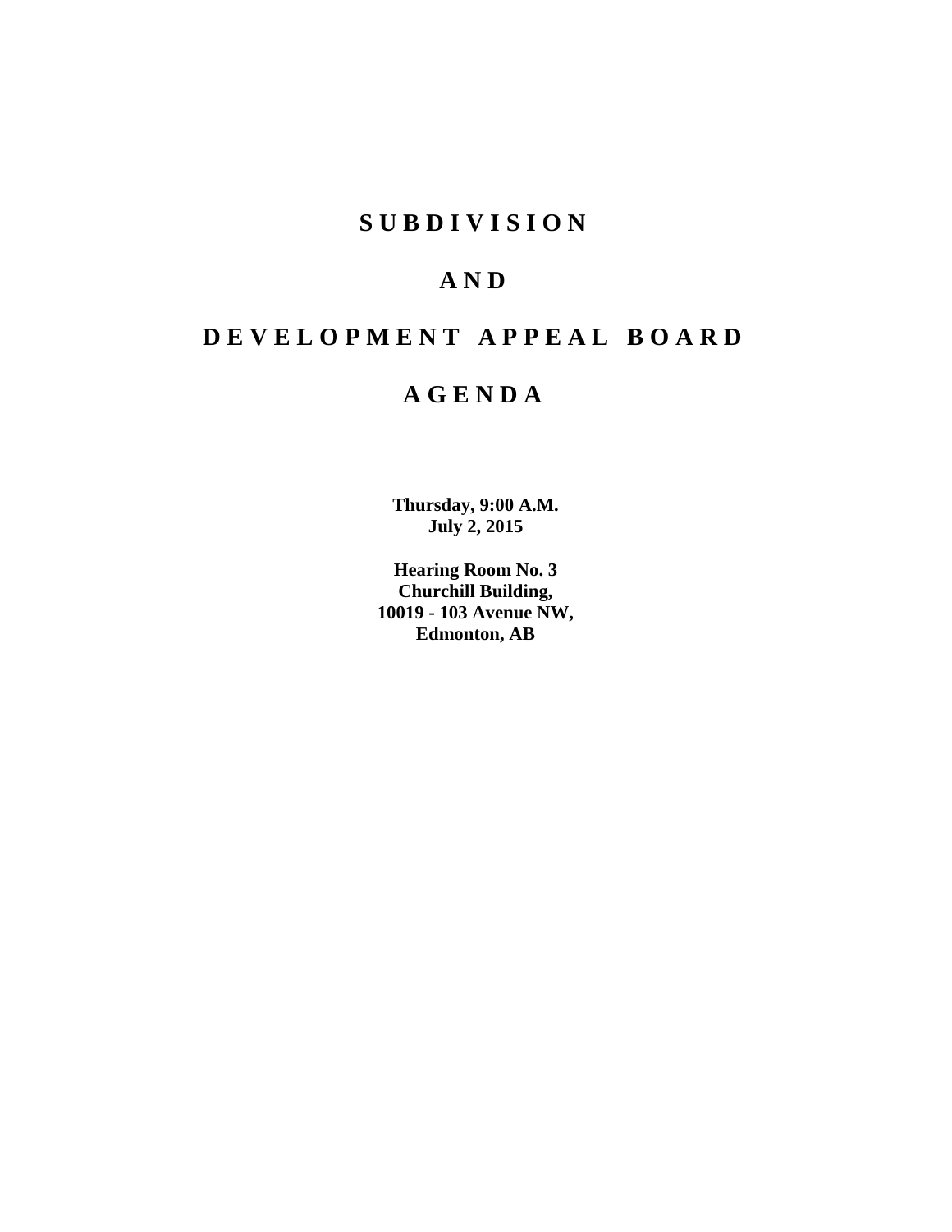# SUBDIVISION

# AND

# DEVELOPMENT APPEAL BOARD

# AGENDA

**Thursday, 9:00 A.M.**
**July 2, 2015**

**Hearing Room No. 3**
**Churchill Building,**
**10019 - 103 Avenue NW,**
**Edmonton, AB**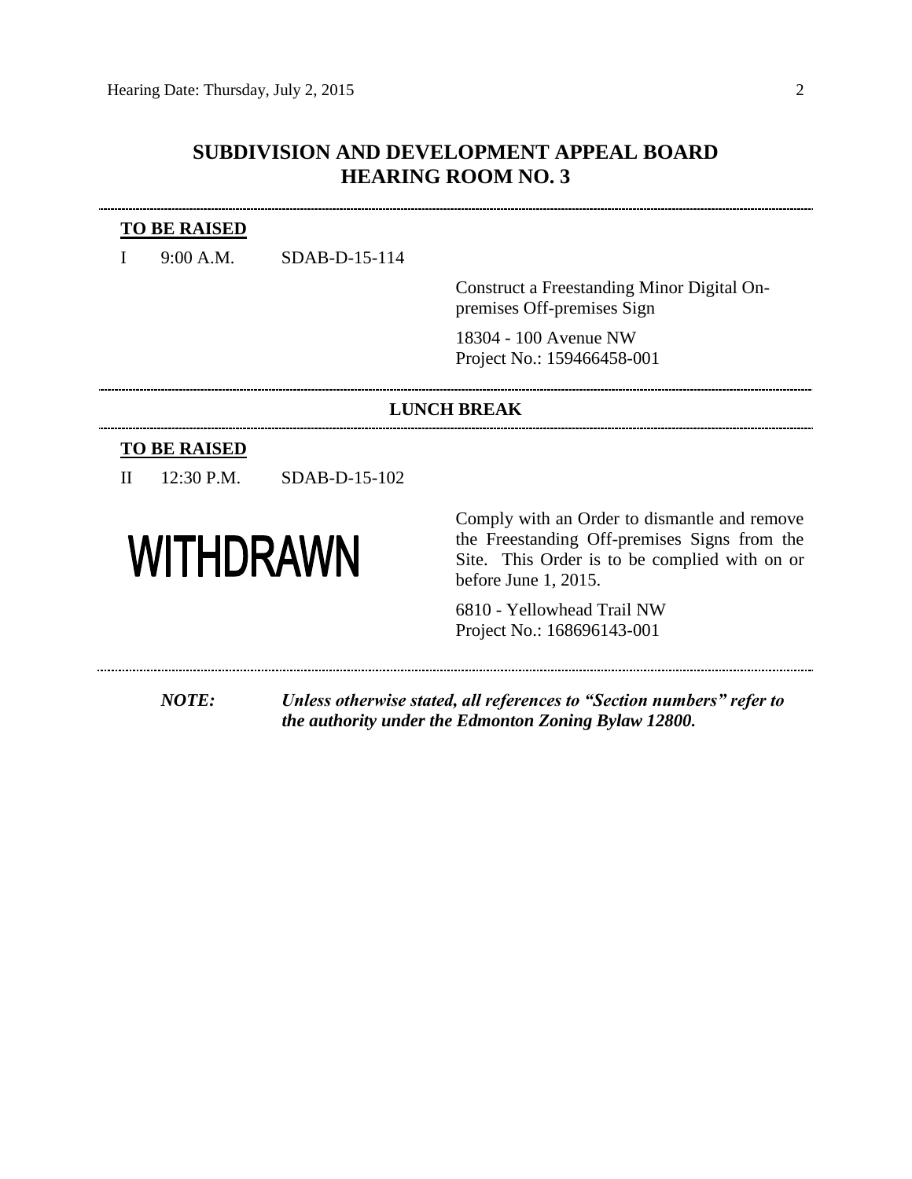# SUBDIVISION AND DEVELOPMENT APPEAL BOARD
# HEARING ROOM NO. 3

---

**TO BE RAISED**

I 9:00 A.M. SDAB-D-15-114

Construct a Freestanding Minor Digital On-premises Off-premises Sign

18304 - 100 Avenue NW
Project No.: 159466458-001

---

**LUNCH BREAK**

---

**TO BE RAISED**

II 12:30 P.M. SDAB-D-15-102

**WITHDRAWN**

Comply with an Order to dismantle and remove the Freestanding Off-premises Signs from the Site. This Order is to be complied with on or before June 1, 2015.

6810 - Yellowhead Trail NW
Project No.: 168696143-001

---

***NOTE:*** ***Unless otherwise stated, all references to "Section numbers" refer to the authority under the Edmonton Zoning Bylaw 12800.***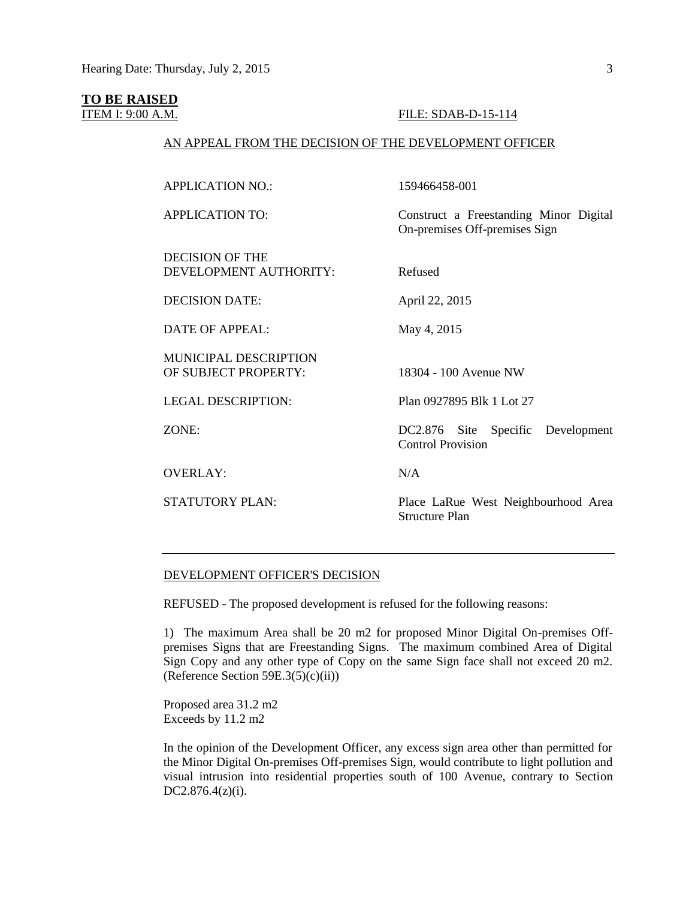**TO BE RAISED**

ITEM I: 9:00 A.M. FILE: SDAB-D-15-114

AN APPEAL FROM THE DECISION OF THE DEVELOPMENT OFFICER

| | |
|---|---|
| APPLICATION NO.: | 159466458-001 |
| APPLICATION TO: | Construct a Freestanding Minor Digital On-premises Off-premises Sign |
| DECISION OF THE DEVELOPMENT AUTHORITY: | Refused |
| DECISION DATE: | April 22, 2015 |
| DATE OF APPEAL: | May 4, 2015 |
| MUNICIPAL DESCRIPTION OF SUBJECT PROPERTY: | 18304 - 100 Avenue NW |
| LEGAL DESCRIPTION: | Plan 0927895 Blk 1 Lot 27 |
| ZONE: | DC2.876 Site Specific Development Control Provision |
| OVERLAY: | N/A |
| STATUTORY PLAN: | Place LaRue West Neighbourhood Area Structure Plan |

---

DEVELOPMENT OFFICER'S DECISION

REFUSED - The proposed development is refused for the following reasons:

1) The maximum Area shall be 20 m2 for proposed Minor Digital On-premises Off-premises Signs that are Freestanding Signs. The maximum combined Area of Digital Sign Copy and any other type of Copy on the same Sign face shall not exceed 20 m2. (Reference Section 59E.3(5)(c)(ii))

Proposed area 31.2 m2
Exceeds by 11.2 m2

In the opinion of the Development Officer, any excess sign area other than permitted for the Minor Digital On-premises Off-premises Sign, would contribute to light pollution and visual intrusion into residential properties south of 100 Avenue, contrary to Section DC2.876.4(z)(i).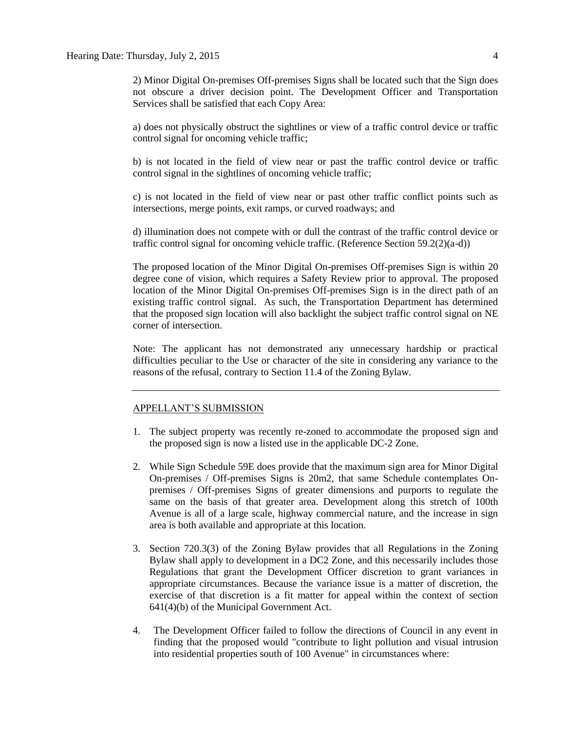2) Minor Digital On-premises Off-premises Signs shall be located such that the Sign does not obscure a driver decision point. The Development Officer and Transportation Services shall be satisfied that each Copy Area:

a) does not physically obstruct the sightlines or view of a traffic control device or traffic control signal for oncoming vehicle traffic;

b) is not located in the field of view near or past the traffic control device or traffic control signal in the sightlines of oncoming vehicle traffic;

c) is not located in the field of view near or past other traffic conflict points such as intersections, merge points, exit ramps, or curved roadways; and

d) illumination does not compete with or dull the contrast of the traffic control device or traffic control signal for oncoming vehicle traffic. (Reference Section 59.2(2)(a-d))

The proposed location of the Minor Digital On-premises Off-premises Sign is within 20 degree cone of vision, which requires a Safety Review prior to approval. The proposed location of the Minor Digital On-premises Off-premises Sign is in the direct path of an existing traffic control signal. As such, the Transportation Department has determined that the proposed sign location will also backlight the subject traffic control signal on NE corner of intersection.

Note: The applicant has not demonstrated any unnecessary hardship or practical difficulties peculiar to the Use or character of the site in considering any variance to the reasons of the refusal, contrary to Section 11.4 of the Zoning Bylaw.

---

APPELLANT'S SUBMISSION

1. The subject property was recently re-zoned to accommodate the proposed sign and the proposed sign is now a listed use in the applicable DC-2 Zone.
2. While Sign Schedule 59E does provide that the maximum sign area for Minor Digital On-premises / Off-premises Signs is 20m2, that same Schedule contemplates On-premises / Off-premises Signs of greater dimensions and purports to regulate the same on the basis of that greater area. Development along this stretch of 100th Avenue is all of a large scale, highway commercial nature, and the increase in sign area is both available and appropriate at this location.
3. Section 720.3(3) of the Zoning Bylaw provides that all Regulations in the Zoning Bylaw shall apply to development in a DC2 Zone, and this necessarily includes those Regulations that grant the Development Officer discretion to grant variances in appropriate circumstances. Because the variance issue is a matter of discretion, the exercise of that discretion is a fit matter for appeal within the context of section 641(4)(b) of the Municipal Government Act.
4. The Development Officer failed to follow the directions of Council in any event in finding that the proposed would "contribute to light pollution and visual intrusion into residential properties south of 100 Avenue" in circumstances where: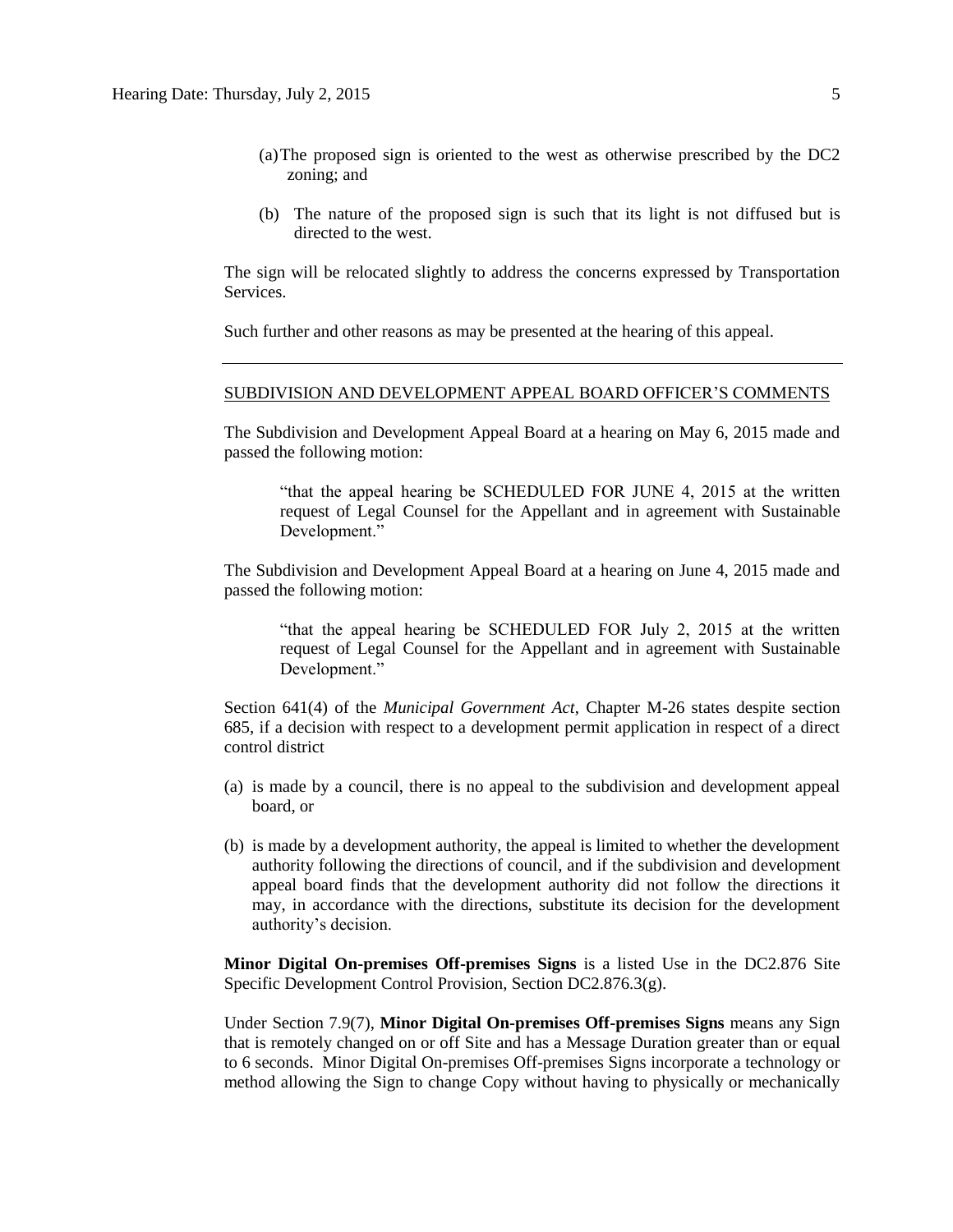(a) The proposed sign is oriented to the west as otherwise prescribed by the DC2 zoning; and

(b) The nature of the proposed sign is such that its light is not diffused but is directed to the west.

The sign will be relocated slightly to address the concerns expressed by Transportation Services.

Such further and other reasons as may be presented at the hearing of this appeal.

---

SUBDIVISION AND DEVELOPMENT APPEAL BOARD OFFICER'S COMMENTS

The Subdivision and Development Appeal Board at a hearing on May 6, 2015 made and passed the following motion:

> "that the appeal hearing be SCHEDULED FOR JUNE 4, 2015 at the written request of Legal Counsel for the Appellant and in agreement with Sustainable Development."

The Subdivision and Development Appeal Board at a hearing on June 4, 2015 made and passed the following motion:

> "that the appeal hearing be SCHEDULED FOR July 2, 2015 at the written request of Legal Counsel for the Appellant and in agreement with Sustainable Development."

Section 641(4) of the *Municipal Government Act*, Chapter M-26 states despite section 685, if a decision with respect to a development permit application in respect of a direct control district

(a) is made by a council, there is no appeal to the subdivision and development appeal board, or

(b) is made by a development authority, the appeal is limited to whether the development authority following the directions of council, and if the subdivision and development appeal board finds that the development authority did not follow the directions it may, in accordance with the directions, substitute its decision for the development authority's decision.

**Minor Digital On-premises Off-premises Signs** is a listed Use in the DC2.876 Site Specific Development Control Provision, Section DC2.876.3(g).

Under Section 7.9(7), **Minor Digital On-premises Off-premises Signs** means any Sign that is remotely changed on or off Site and has a Message Duration greater than or equal to 6 seconds. Minor Digital On-premises Off-premises Signs incorporate a technology or method allowing the Sign to change Copy without having to physically or mechanically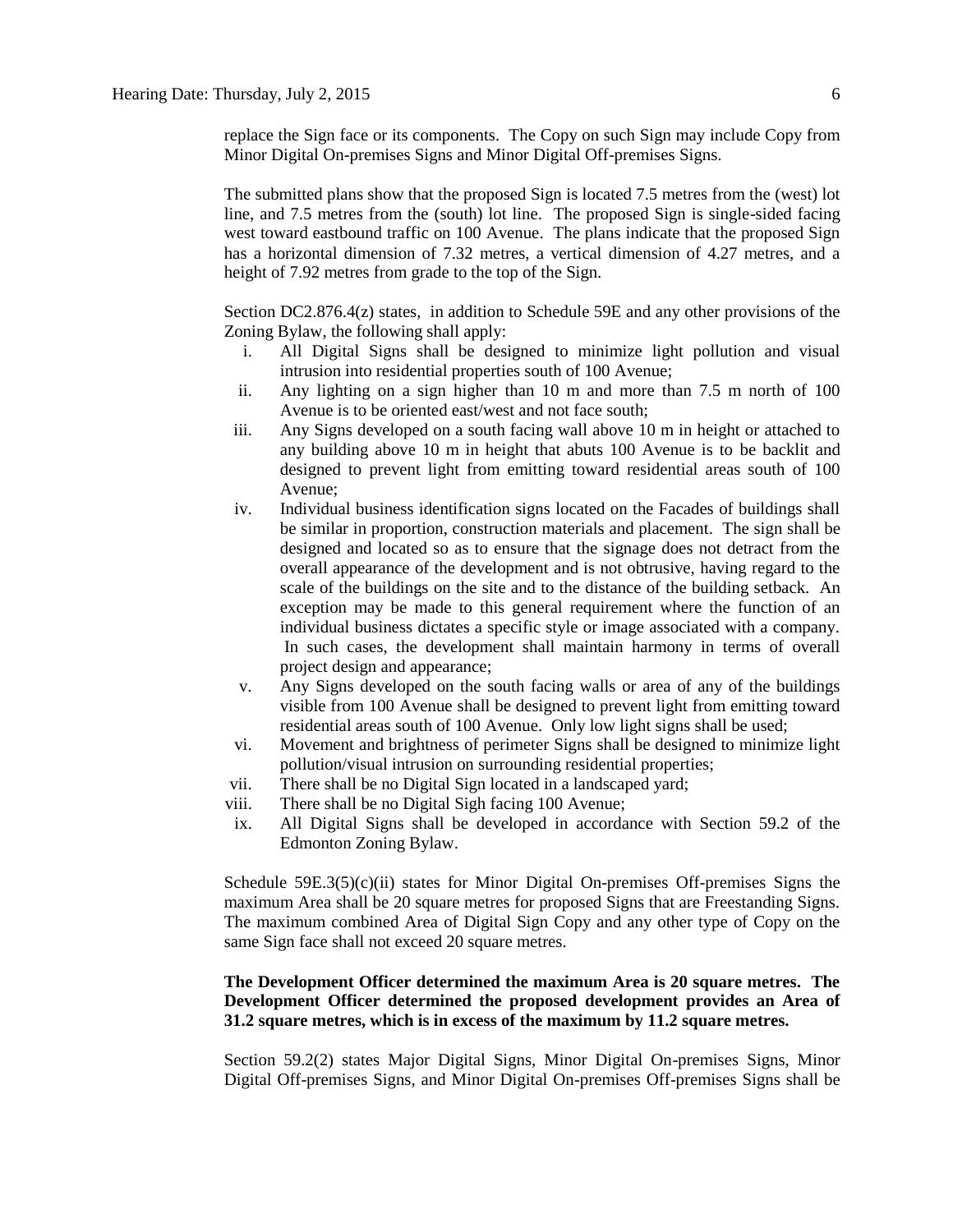replace the Sign face or its components. The Copy on such Sign may include Copy from Minor Digital On-premises Signs and Minor Digital Off-premises Signs.

The submitted plans show that the proposed Sign is located 7.5 metres from the (west) lot line, and 7.5 metres from the (south) lot line. The proposed Sign is single-sided facing west toward eastbound traffic on 100 Avenue. The plans indicate that the proposed Sign has a horizontal dimension of 7.32 metres, a vertical dimension of 4.27 metres, and a height of 7.92 metres from grade to the top of the Sign.

Section DC2.876.4(z) states, in addition to Schedule 59E and any other provisions of the Zoning Bylaw, the following shall apply:

i. All Digital Signs shall be designed to minimize light pollution and visual intrusion into residential properties south of 100 Avenue;
ii. Any lighting on a sign higher than 10 m and more than 7.5 m north of 100 Avenue is to be oriented east/west and not face south;
iii. Any Signs developed on a south facing wall above 10 m in height or attached to any building above 10 m in height that abuts 100 Avenue is to be backlit and designed to prevent light from emitting toward residential areas south of 100 Avenue;
iv. Individual business identification signs located on the Facades of buildings shall be similar in proportion, construction materials and placement. The sign shall be designed and located so as to ensure that the signage does not detract from the overall appearance of the development and is not obtrusive, having regard to the scale of the buildings on the site and to the distance of the building setback. An exception may be made to this general requirement where the function of an individual business dictates a specific style or image associated with a company. In such cases, the development shall maintain harmony in terms of overall project design and appearance;
v. Any Signs developed on the south facing walls or area of any of the buildings visible from 100 Avenue shall be designed to prevent light from emitting toward residential areas south of 100 Avenue. Only low light signs shall be used;
vi. Movement and brightness of perimeter Signs shall be designed to minimize light pollution/visual intrusion on surrounding residential properties;
vii. There shall be no Digital Sign located in a landscaped yard;
viii. There shall be no Digital Sigh facing 100 Avenue;
ix. All Digital Signs shall be developed in accordance with Section 59.2 of the Edmonton Zoning Bylaw.

Schedule 59E.3(5)(c)(ii) states for Minor Digital On-premises Off-premises Signs the maximum Area shall be 20 square metres for proposed Signs that are Freestanding Signs. The maximum combined Area of Digital Sign Copy and any other type of Copy on the same Sign face shall not exceed 20 square metres.

**The Development Officer determined the maximum Area is 20 square metres. The Development Officer determined the proposed development provides an Area of 31.2 square metres, which is in excess of the maximum by 11.2 square metres.**

Section 59.2(2) states Major Digital Signs, Minor Digital On-premises Signs, Minor Digital Off-premises Signs, and Minor Digital On-premises Off-premises Signs shall be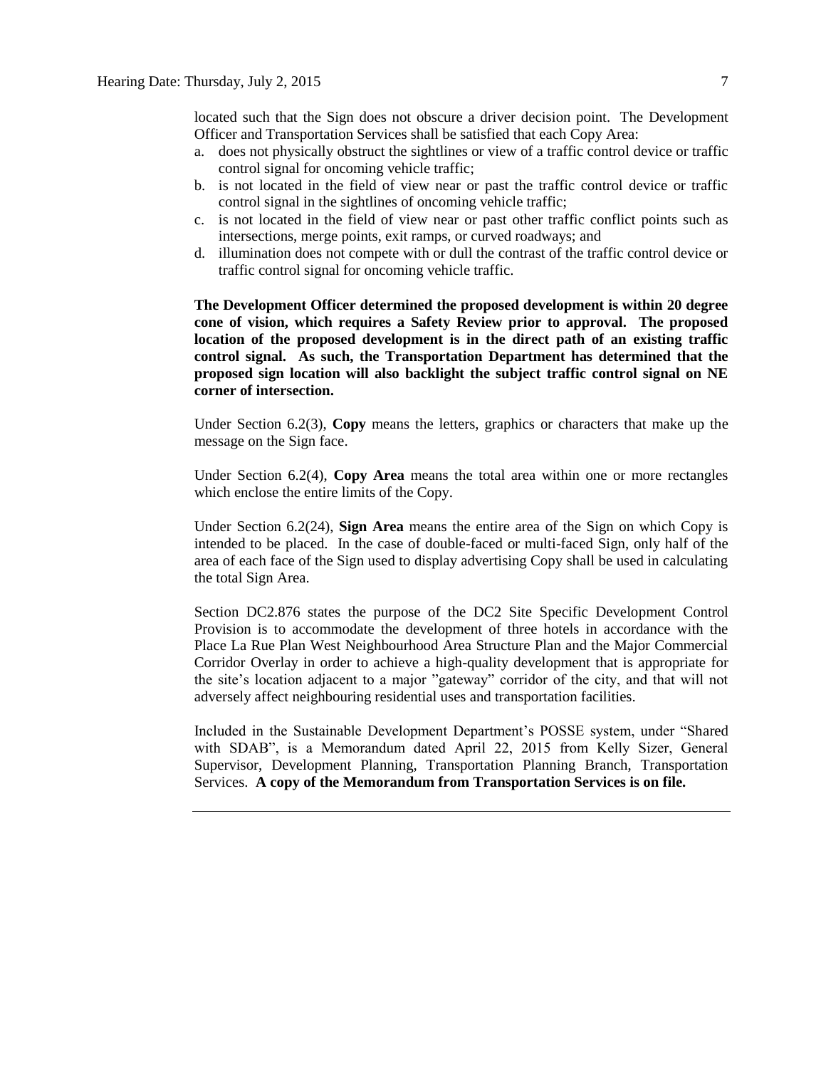located such that the Sign does not obscure a driver decision point. The Development Officer and Transportation Services shall be satisfied that each Copy Area:

a. does not physically obstruct the sightlines or view of a traffic control device or traffic control signal for oncoming vehicle traffic;
b. is not located in the field of view near or past the traffic control device or traffic control signal in the sightlines of oncoming vehicle traffic;
c. is not located in the field of view near or past other traffic conflict points such as intersections, merge points, exit ramps, or curved roadways; and
d. illumination does not compete with or dull the contrast of the traffic control device or traffic control signal for oncoming vehicle traffic.

**The Development Officer determined the proposed development is within 20 degree cone of vision, which requires a Safety Review prior to approval. The proposed location of the proposed development is in the direct path of an existing traffic control signal. As such, the Transportation Department has determined that the proposed sign location will also backlight the subject traffic control signal on NE corner of intersection.**

Under Section 6.2(3), **Copy** means the letters, graphics or characters that make up the message on the Sign face.

Under Section 6.2(4), **Copy Area** means the total area within one or more rectangles which enclose the entire limits of the Copy.

Under Section 6.2(24), **Sign Area** means the entire area of the Sign on which Copy is intended to be placed. In the case of double-faced or multi-faced Sign, only half of the area of each face of the Sign used to display advertising Copy shall be used in calculating the total Sign Area.

Section DC2.876 states the purpose of the DC2 Site Specific Development Control Provision is to accommodate the development of three hotels in accordance with the Place La Rue Plan West Neighbourhood Area Structure Plan and the Major Commercial Corridor Overlay in order to achieve a high-quality development that is appropriate for the site's location adjacent to a major "gateway" corridor of the city, and that will not adversely affect neighbouring residential uses and transportation facilities.

Included in the Sustainable Development Department's POSSE system, under "Shared with SDAB", is a Memorandum dated April 22, 2015 from Kelly Sizer, General Supervisor, Development Planning, Transportation Planning Branch, Transportation Services. **A copy of the Memorandum from Transportation Services is on file.**

---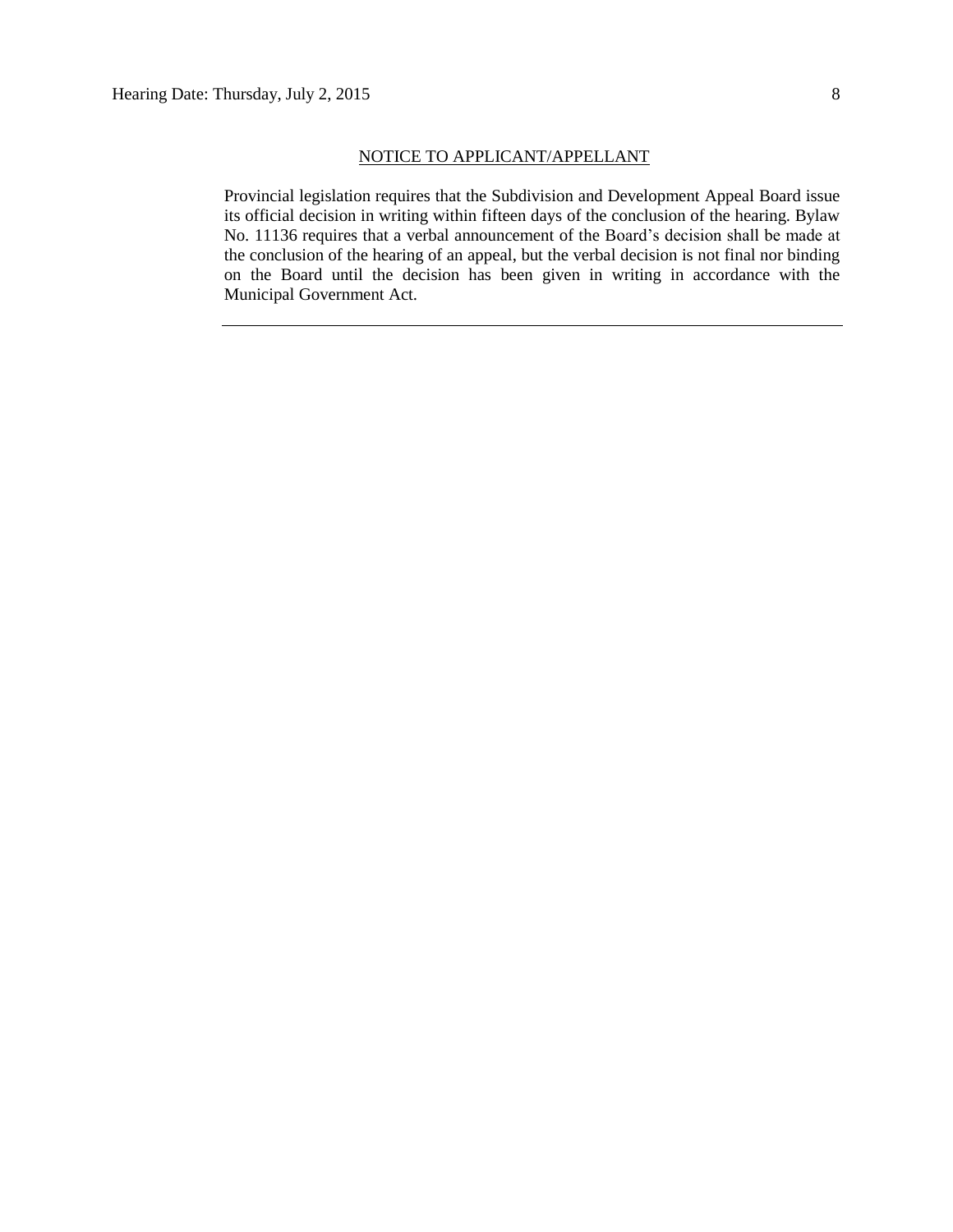<u>NOTICE TO APPLICANT/APPELLANT</u>

Provincial legislation requires that the Subdivision and Development Appeal Board issue its official decision in writing within fifteen days of the conclusion of the hearing. Bylaw No. 11136 requires that a verbal announcement of the Board's decision shall be made at the conclusion of the hearing of an appeal, but the verbal decision is not final nor binding on the Board until the decision has been given in writing in accordance with the Municipal Government Act.

---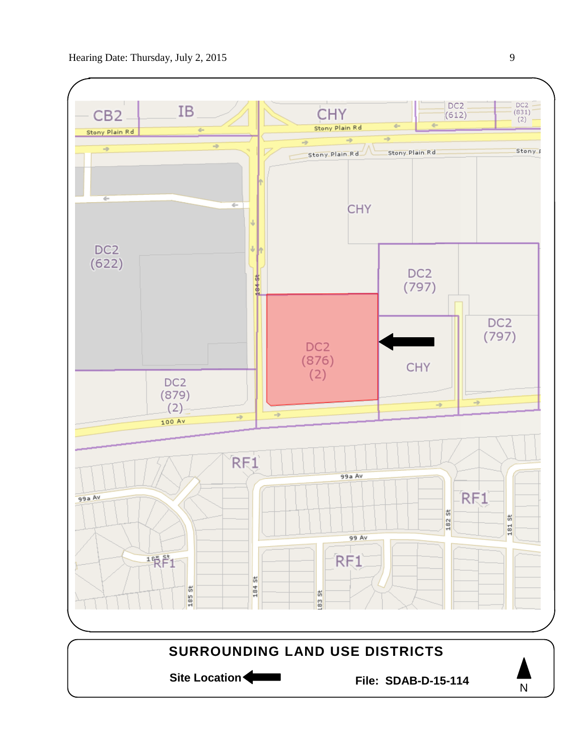**SURROUNDING LAND USE DISTRICTS**

**Site Location**

**File: SDAB-D-15-114**

N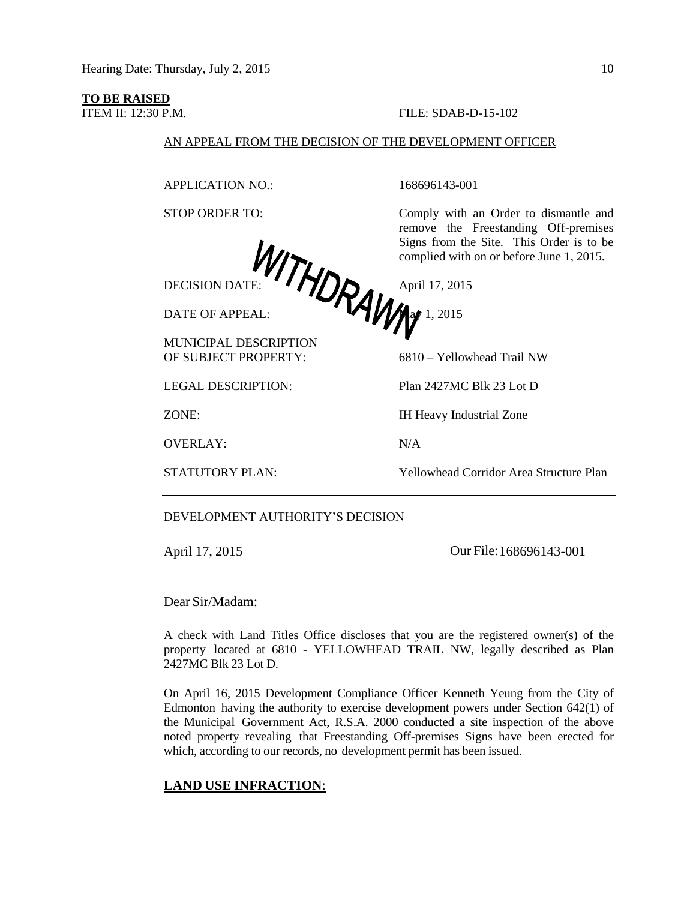**TO BE RAISED**

ITEM II: 12:30 P.M. FILE: SDAB-D-15-102

AN APPEAL FROM THE DECISION OF THE DEVELOPMENT OFFICER

WITHDRAWN

| | |
|---|---|
| APPLICATION NO.: | 168696143-001 |
| STOP ORDER TO: | Comply with an Order to dismantle and remove the Freestanding Off-premises Signs from the Site. This Order is to be complied with on or before June 1, 2015. |
| DECISION DATE: | April 17, 2015 |
| DATE OF APPEAL: | May 1, 2015 |
| MUNICIPAL DESCRIPTION OF SUBJECT PROPERTY: | 6810 – Yellowhead Trail NW |
| LEGAL DESCRIPTION: | Plan 2427MC Blk 23 Lot D |
| ZONE: | IH Heavy Industrial Zone |
| OVERLAY: | N/A |
| STATUTORY PLAN: | Yellowhead Corridor Area Structure Plan |

---

DEVELOPMENT AUTHORITY'S DECISION

April 17, 2015 Our File: 168696143-001

Dear Sir/Madam:

A check with Land Titles Office discloses that you are the registered owner(s) of the property located at 6810 - YELLOWHEAD TRAIL NW, legally described as Plan 2427MC Blk 23 Lot D.

On April 16, 2015 Development Compliance Officer Kenneth Yeung from the City of Edmonton having the authority to exercise development powers under Section 642(1) of the Municipal Government Act, R.S.A. 2000 conducted a site inspection of the above noted property revealing that Freestanding Off-premises Signs have been erected for which, according to our records, no development permit has been issued.

**LAND USE INFRACTION**: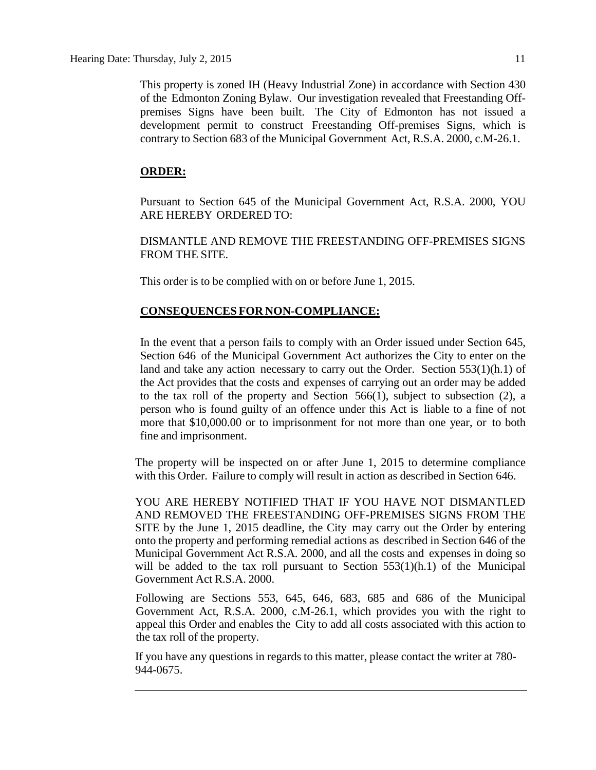This property is zoned IH (Heavy Industrial Zone) in accordance with Section 430 of the Edmonton Zoning Bylaw. Our investigation revealed that Freestanding Off-premises Signs have been built. The City of Edmonton has not issued a development permit to construct Freestanding Off-premises Signs, which is contrary to Section 683 of the Municipal Government Act, R.S.A. 2000, c.M-26.1.

**ORDER:**

Pursuant to Section 645 of the Municipal Government Act, R.S.A. 2000, YOU ARE HEREBY ORDERED TO:

DISMANTLE AND REMOVE THE FREESTANDING OFF-PREMISES SIGNS FROM THE SITE.

This order is to be complied with on or before June 1, 2015.

**CONSEQUENCES FOR NON-COMPLIANCE:**

In the event that a person fails to comply with an Order issued under Section 645, Section 646 of the Municipal Government Act authorizes the City to enter on the land and take any action necessary to carry out the Order. Section 553(1)(h.1) of the Act provides that the costs and expenses of carrying out an order may be added to the tax roll of the property and Section 566(1), subject to subsection (2), a person who is found guilty of an offence under this Act is liable to a fine of not more that $10,000.00 or to imprisonment for not more than one year, or to both fine and imprisonment.

The property will be inspected on or after June 1, 2015 to determine compliance with this Order. Failure to comply will result in action as described in Section 646.

YOU ARE HEREBY NOTIFIED THAT IF YOU HAVE NOT DISMANTLED AND REMOVED THE FREESTANDING OFF-PREMISES SIGNS FROM THE SITE by the June 1, 2015 deadline, the City may carry out the Order by entering onto the property and performing remedial actions as described in Section 646 of the Municipal Government Act R.S.A. 2000, and all the costs and expenses in doing so will be added to the tax roll pursuant to Section 553(1)(h.1) of the Municipal Government Act R.S.A. 2000.

Following are Sections 553, 645, 646, 683, 685 and 686 of the Municipal Government Act, R.S.A. 2000, c.M-26.1, which provides you with the right to appeal this Order and enables the City to add all costs associated with this action to the tax roll of the property.

If you have any questions in regards to this matter, please contact the writer at 780-944-0675.

---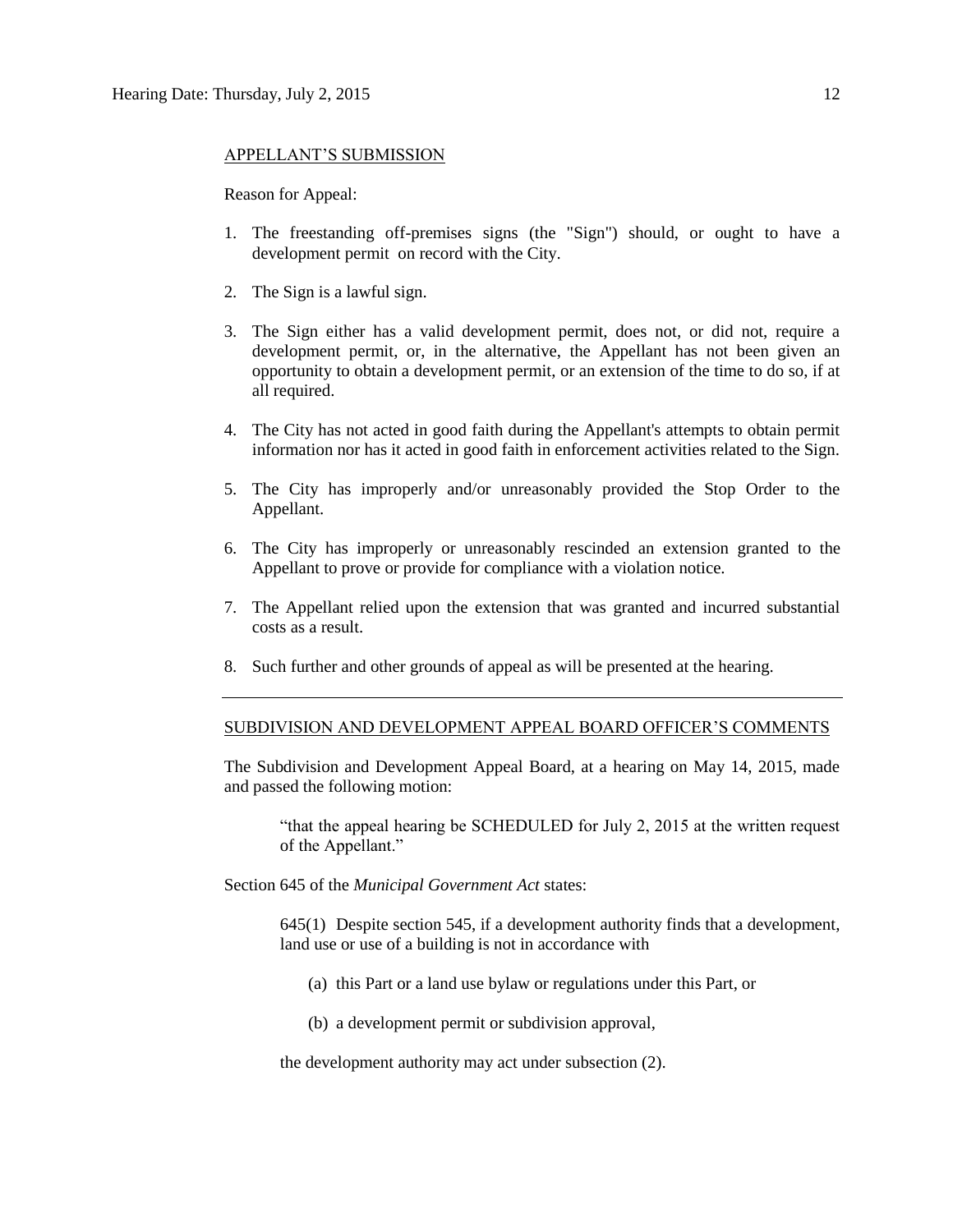APPELLANT'S SUBMISSION

Reason for Appeal:

1. The freestanding off-premises signs (the "Sign") should, or ought to have a development permit on record with the City.

2. The Sign is a lawful sign.

3. The Sign either has a valid development permit, does not, or did not, require a development permit, or, in the alternative, the Appellant has not been given an opportunity to obtain a development permit, or an extension of the time to do so, if at all required.

4. The City has not acted in good faith during the Appellant's attempts to obtain permit information nor has it acted in good faith in enforcement activities related to the Sign.

5. The City has improperly and/or unreasonably provided the Stop Order to the Appellant.

6. The City has improperly or unreasonably rescinded an extension granted to the Appellant to prove or provide for compliance with a violation notice.

7. The Appellant relied upon the extension that was granted and incurred substantial costs as a result.

8. Such further and other grounds of appeal as will be presented at the hearing.

---

SUBDIVISION AND DEVELOPMENT APPEAL BOARD OFFICER'S COMMENTS

The Subdivision and Development Appeal Board, at a hearing on May 14, 2015, made and passed the following motion:

> "that the appeal hearing be SCHEDULED for July 2, 2015 at the written request of the Appellant."

Section 645 of the *Municipal Government Act* states:

> 645(1) Despite section 545, if a development authority finds that a development, land use or use of a building is not in accordance with
>
> (a) this Part or a land use bylaw or regulations under this Part, or
>
> (b) a development permit or subdivision approval,
>
> the development authority may act under subsection (2).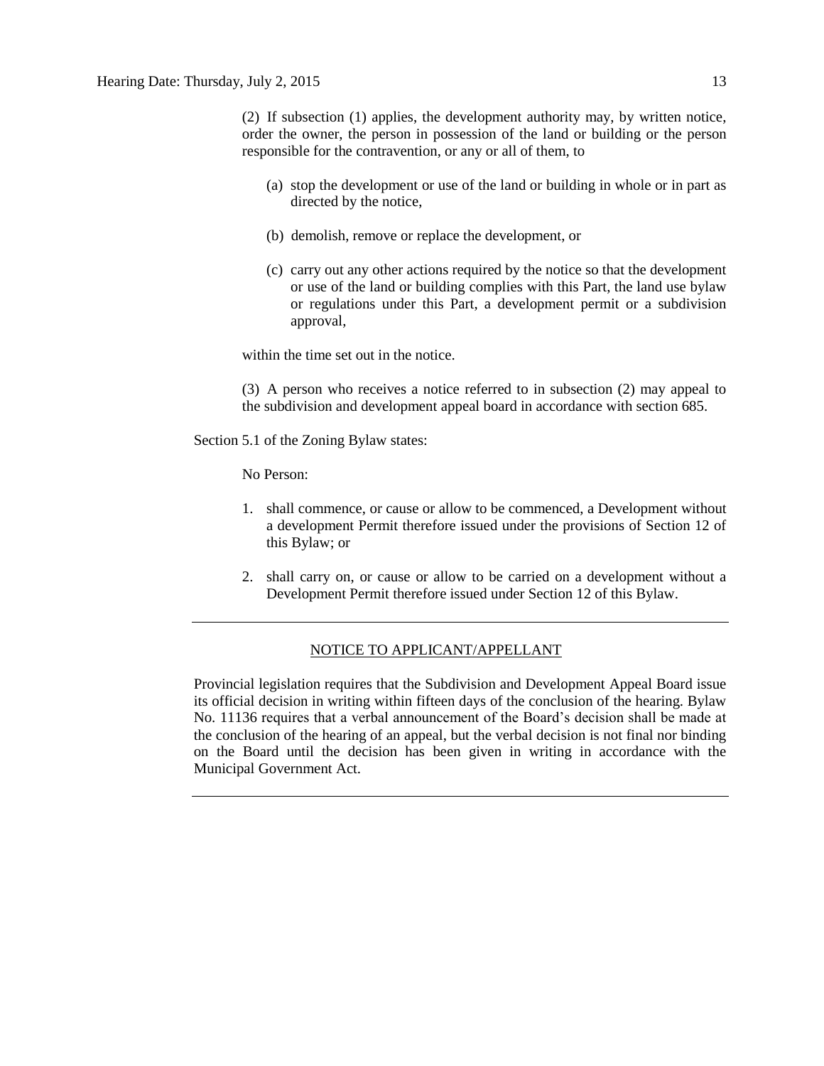(2) If subsection (1) applies, the development authority may, by written notice, order the owner, the person in possession of the land or building or the person responsible for the contravention, or any or all of them, to

(a) stop the development or use of the land or building in whole or in part as directed by the notice,

(b) demolish, remove or replace the development, or

(c) carry out any other actions required by the notice so that the development or use of the land or building complies with this Part, the land use bylaw or regulations under this Part, a development permit or a subdivision approval,

within the time set out in the notice.

(3) A person who receives a notice referred to in subsection (2) may appeal to the subdivision and development appeal board in accordance with section 685.

Section 5.1 of the Zoning Bylaw states:

No Person:

1. shall commence, or cause or allow to be commenced, a Development without a development Permit therefore issued under the provisions of Section 12 of this Bylaw; or

2. shall carry on, or cause or allow to be carried on a development without a Development Permit therefore issued under Section 12 of this Bylaw.

---

NOTICE TO APPLICANT/APPELLANT

Provincial legislation requires that the Subdivision and Development Appeal Board issue its official decision in writing within fifteen days of the conclusion of the hearing. Bylaw No. 11136 requires that a verbal announcement of the Board's decision shall be made at the conclusion of the hearing of an appeal, but the verbal decision is not final nor binding on the Board until the decision has been given in writing in accordance with the Municipal Government Act.

---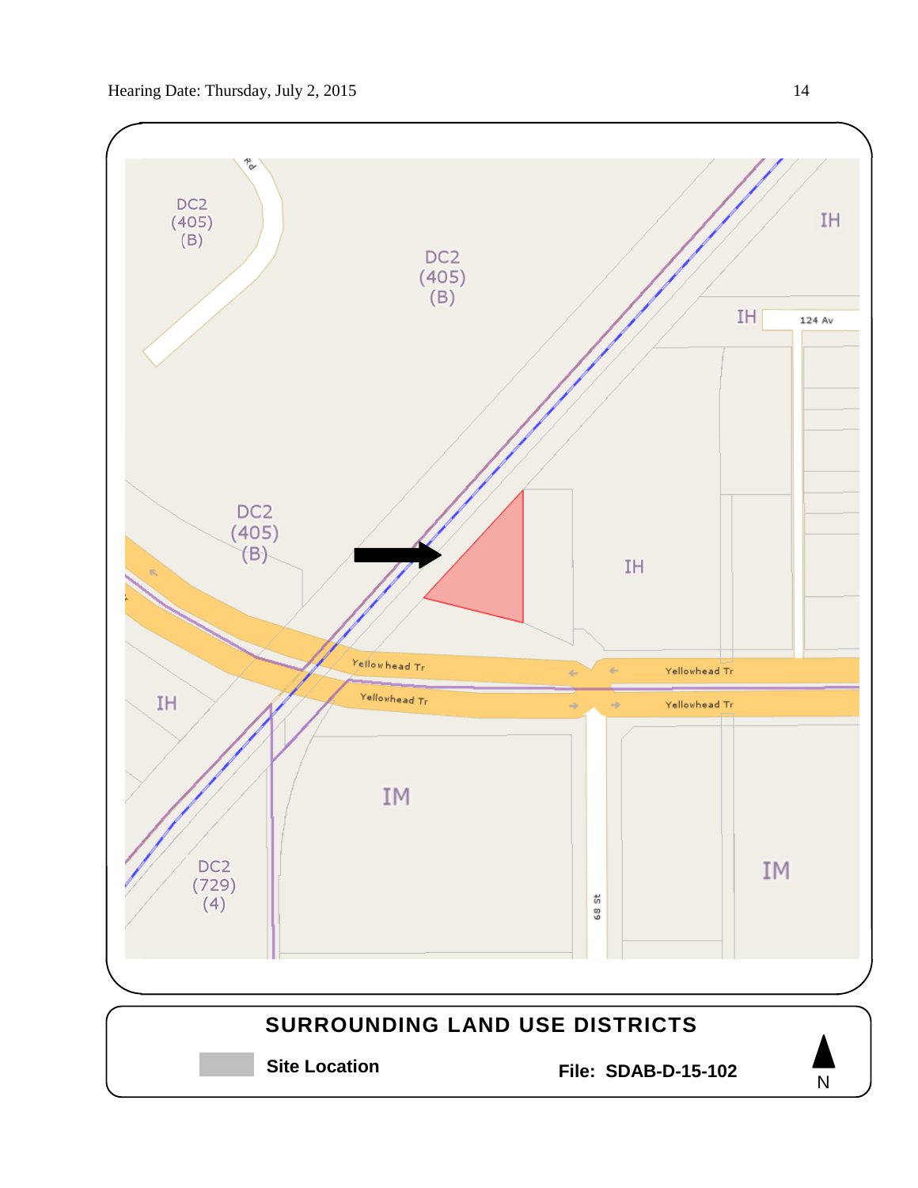DC2
(405)
(B)

DC2
(405)
(B)

IH

IH

124 Av

DC2
(405)
(B)

IH

Yellowhead Tr

Yellowhead Tr

Yellowhead Tr

Yellowhead Tr

IH

IM

68 St

IM

DC2
(729)
(4)

**SURROUNDING LAND USE DISTRICTS**

**Site Location**

**File: SDAB-D-15-102**

N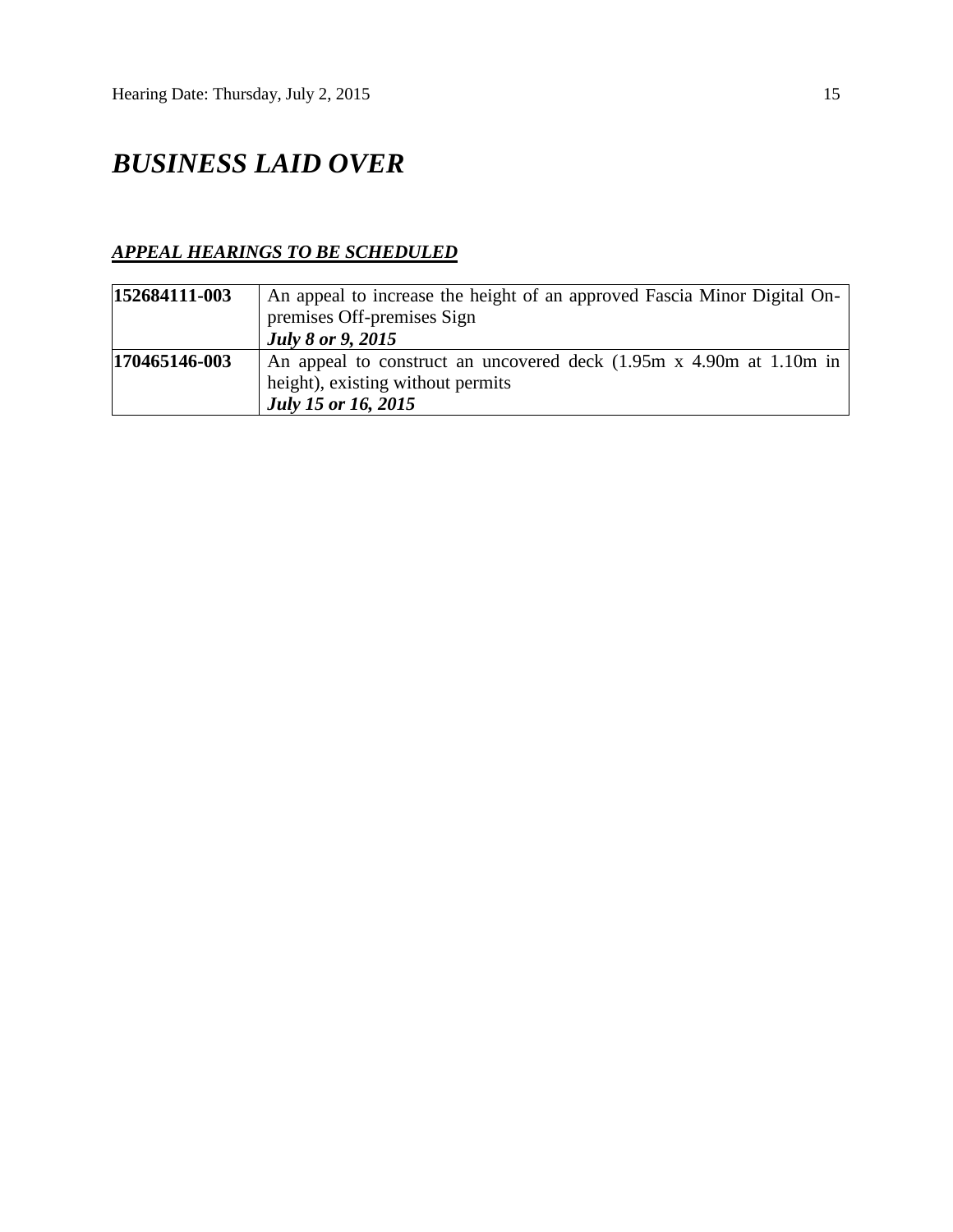# *BUSINESS LAID OVER*

## ***APPEAL HEARINGS TO BE SCHEDULED***

| | |
|---|---|
| **152684111-003** | An appeal to increase the height of an approved Fascia Minor Digital On-premises Off-premises Sign<br>***July 8 or 9, 2015*** |
| **170465146-003** | An appeal to construct an uncovered deck (1.95m x 4.90m at 1.10m in height), existing without permits<br>***July 15 or 16, 2015*** |